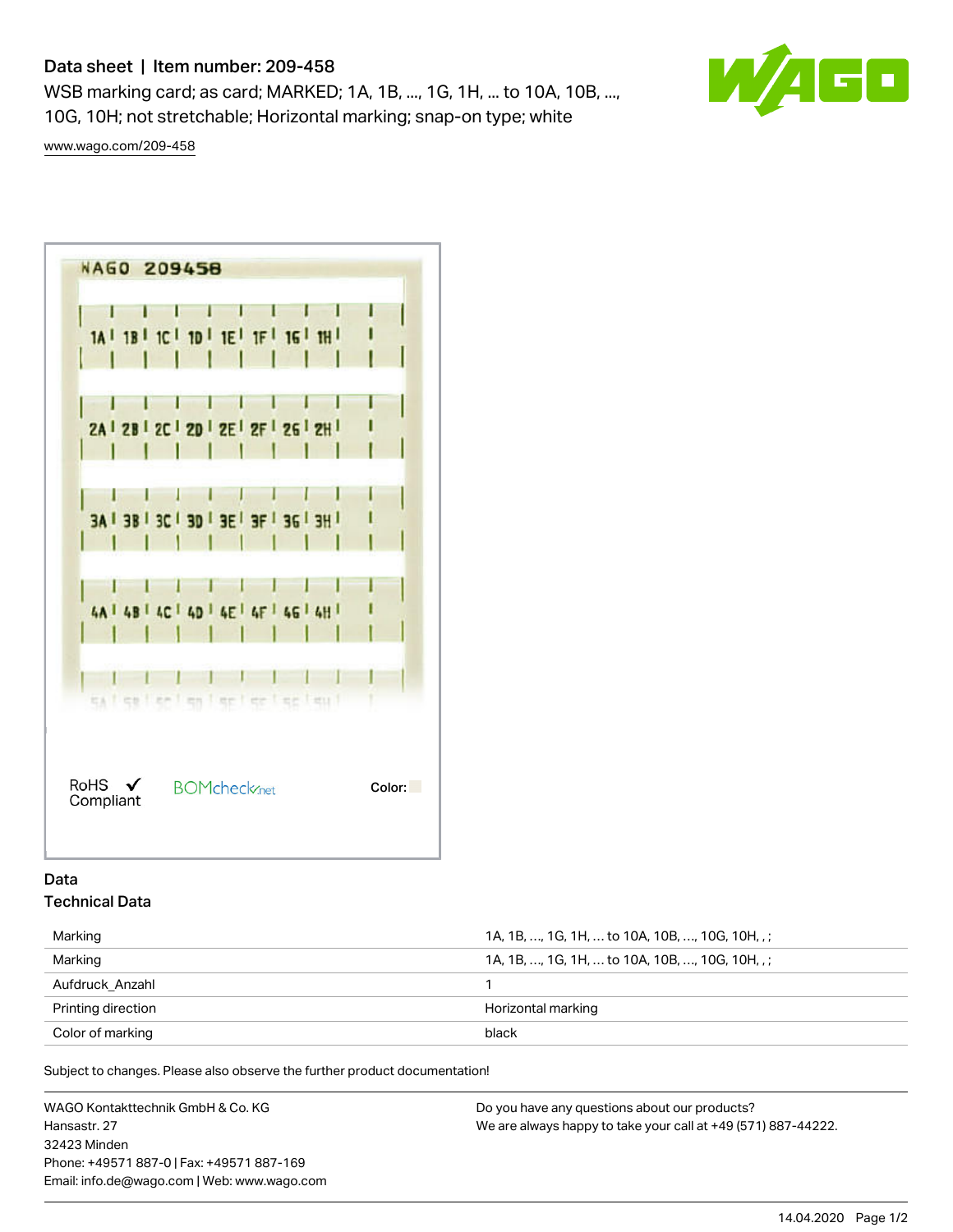# Data sheet | Item number: 209-458

WSB marking card; as card; MARKED; 1A, 1B, ..., 1G, 1H, ... to 10A, 10B, ..., 10G, 10H; not stretchable; Horizontal marking; snap-on type; white

www.wago.com/209-458

RoHS Compliant

BOMcheck.net

Color:

## Data

### Technical Data

| | |
|---|---|
| Marking | 1A, 1B, ..., 1G, 1H, ... to 10A, 10B, ..., 10G, 10H, , ; |
| Marking | 1A, 1B, ..., 1G, 1H, ... to 10A, 10B, ..., 10G, 10H, , ; |
| Aufdruck_Anzahl | 1 |
| Printing direction | Horizontal marking |
| Color of marking | black |

Subject to changes. Please also observe the further product documentation!

WAGO Kontakttechnik GmbH & Co. KG
Hansastr. 27
32423 Minden
Phone: +49571 887-0 | Fax: +49571 887-169
Email: info.de@wago.com | Web: www.wago.com

Do you have any questions about our products?
We are always happy to take your call at +49 (571) 887-44222.

14.04.2020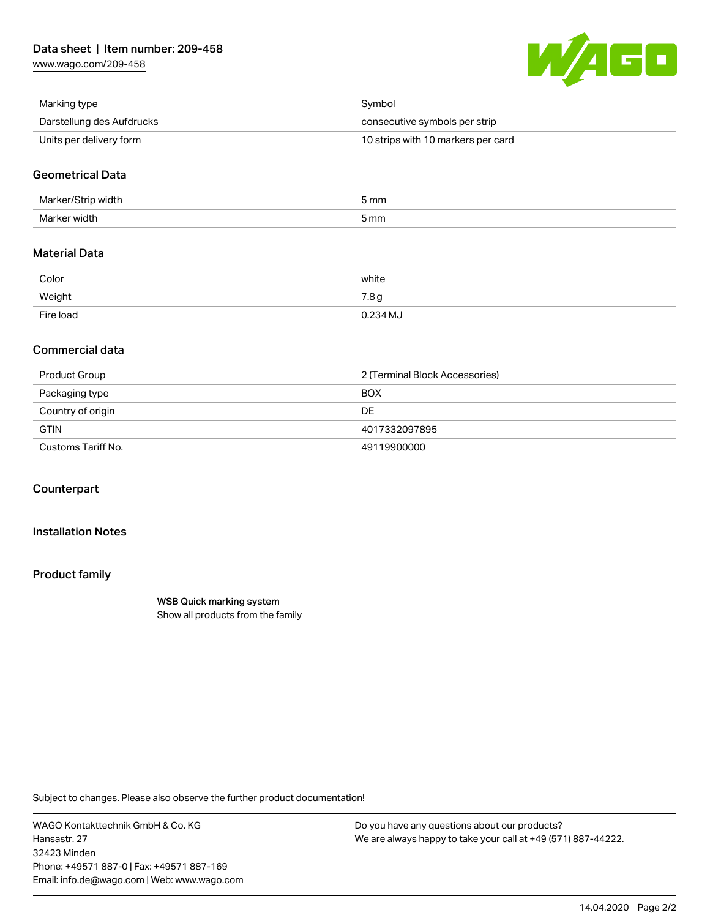| | |
|---|---|
| Marking type | Symbol |
| Darstellung des Aufdrucks | consecutive symbols per strip |
| Units per delivery form | 10 strips with 10 markers per card |

## Geometrical Data

| | |
|---|---|
| Marker/Strip width | 5 mm |
| Marker width | 5 mm |

## Material Data

| | |
|---|---|
| Color | white |
| Weight | 7.8 g |
| Fire load | 0.234 MJ |

## Commercial data

| | |
|---|---|
| Product Group | 2 (Terminal Block Accessories) |
| Packaging type | BOX |
| Country of origin | DE |
| GTIN | 4017332097895 |
| Customs Tariff No. | 49119900000 |

## Counterpart

## Installation Notes

## Product family

**WSB Quick marking system**
Show all products from the family

Subject to changes. Please also observe the further product documentation!

WAGO Kontakttechnik GmbH & Co. KG
Hansastr. 27
32423 Minden
Phone: +49571 887-0 | Fax: +49571 887-169
Email: info.de@wago.com | Web: www.wago.com

Do you have any questions about our products?
We are always happy to take your call at +49 (571) 887-44222.